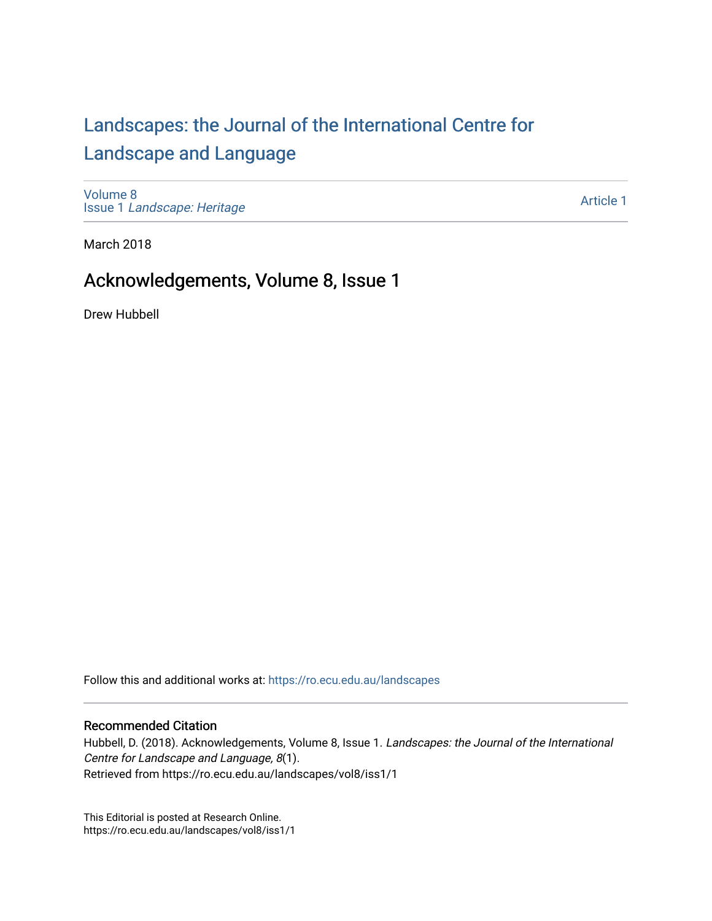# Landscapes: the Journal of the International Centre for Landscape and Language

Volume 8
Issue 1 *Landscape: Heritage*

Article 1

March 2018

## Acknowledgements, Volume 8, Issue 1

Drew Hubbell

Follow this and additional works at: https://ro.ecu.edu.au/landscapes

### Recommended Citation

Hubbell, D. (2018). Acknowledgements, Volume 8, Issue 1. *Landscapes: the Journal of the International Centre for Landscape and Language, 8*(1).
Retrieved from https://ro.ecu.edu.au/landscapes/vol8/iss1/1

This Editorial is posted at Research Online.
https://ro.ecu.edu.au/landscapes/vol8/iss1/1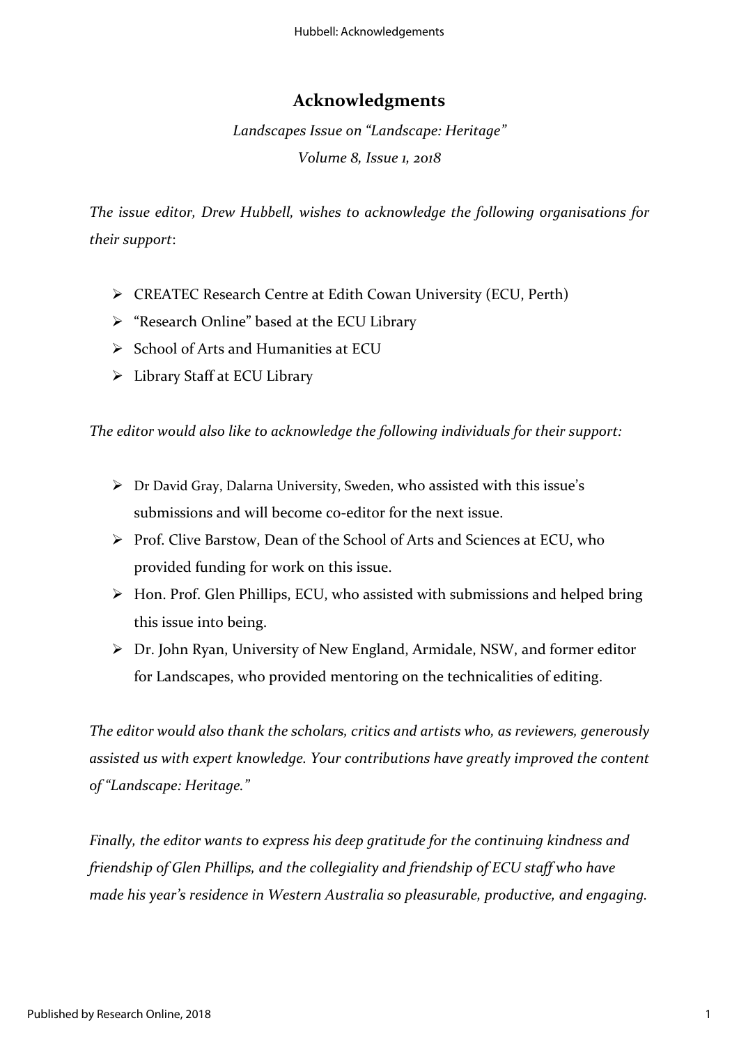# Acknowledgments

*Landscapes Issue on "Landscape: Heritage"*

*Volume 8, Issue 1, 2018*

*The issue editor, Drew Hubbell, wishes to acknowledge the following organisations for their support*:

- CREATEC Research Centre at Edith Cowan University (ECU, Perth)
- "Research Online" based at the ECU Library
- School of Arts and Humanities at ECU
- Library Staff at ECU Library

*The editor would also like to acknowledge the following individuals for their support:*

- Dr David Gray, Dalarna University, Sweden, who assisted with this issue's submissions and will become co-editor for the next issue.
- Prof. Clive Barstow, Dean of the School of Arts and Sciences at ECU, who provided funding for work on this issue.
- Hon. Prof. Glen Phillips, ECU, who assisted with submissions and helped bring this issue into being.
- Dr. John Ryan, University of New England, Armidale, NSW, and former editor for Landscapes, who provided mentoring on the technicalities of editing.

*The editor would also thank the scholars, critics and artists who, as reviewers, generously assisted us with expert knowledge. Your contributions have greatly improved the content of "Landscape: Heritage."*

*Finally, the editor wants to express his deep gratitude for the continuing kindness and friendship of Glen Phillips, and the collegiality and friendship of ECU staff who have made his year's residence in Western Australia so pleasurable, productive, and engaging.*